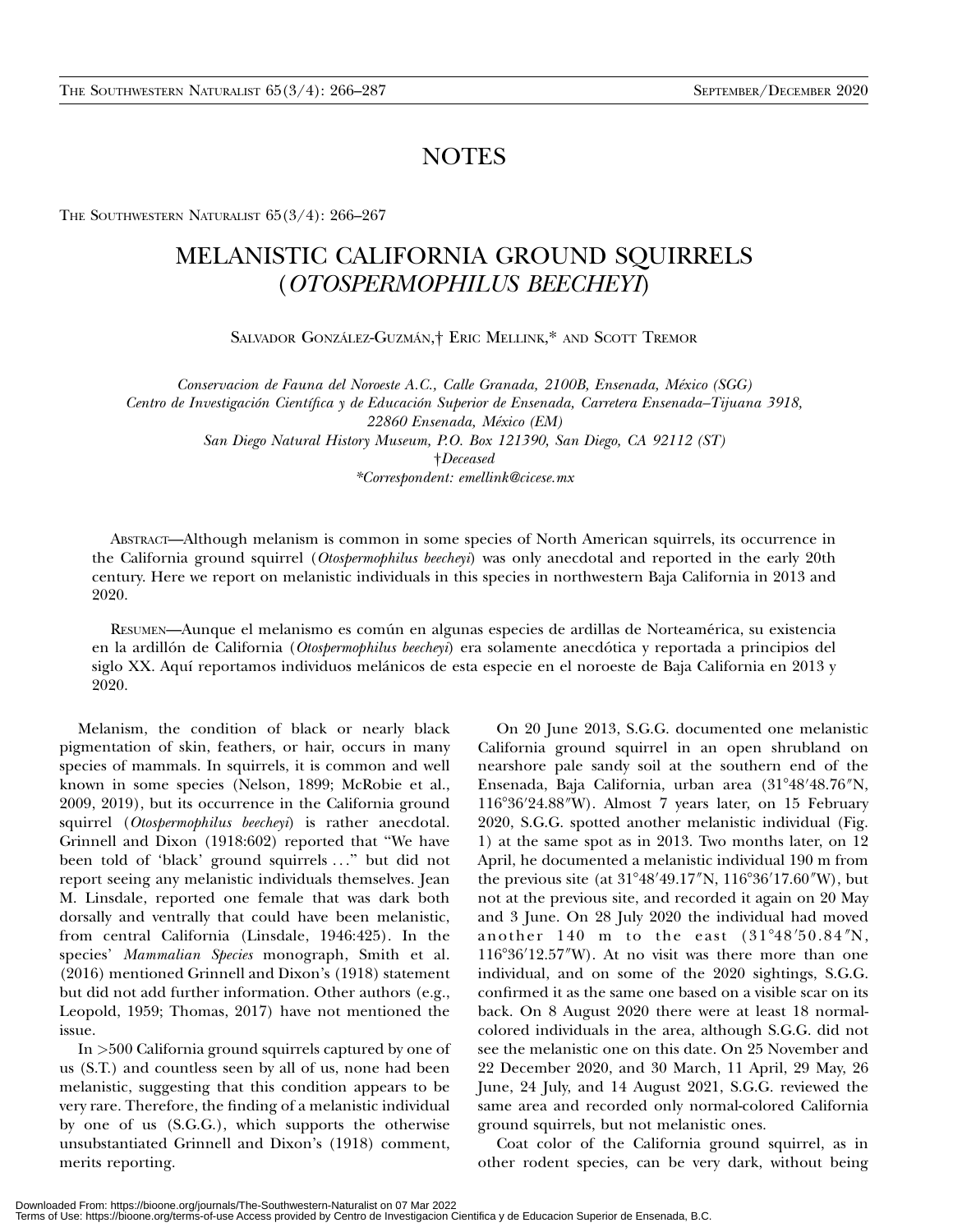# NOTES

# MELANISTIC CALIFORNIA GROUND SQUIRRELS (*OTOSPERMOPHILUS BEECHEYI*)

SALVADOR GONZÁLEZ-GUZMÁN,† ERIC MELLINK,* AND SCOTT TREMOR

*Conservacion de Fauna del Noroeste A.C., Calle Granada, 2100B, Ensenada, México (SGG)*
*Centro de Investigación Científica y de Educación Superior de Ensenada, Carretera Ensenada–Tijuana 3918, 22860 Ensenada, México (EM)*
*San Diego Natural History Museum, P.O. Box 121390, San Diego, CA 92112 (ST)*
*†Deceased*
*\*Correspondent: emellink@cicese.mx*

ABSTRACT—Although melanism is common in some species of North American squirrels, its occurrence in the California ground squirrel (*Otospermophilus beecheyi*) was only anecdotal and reported in the early 20th century. Here we report on melanistic individuals in this species in northwestern Baja California in 2013 and 2020.

RESUMEN—Aunque el melanismo es común en algunas especies de ardillas de Norteamérica, su existencia en la ardillón de California (*Otospermophilus beecheyi*) era solamente anecdótica y reportada a principios del siglo XX. Aquí reportamos individuos melánicos de esta especie en el noroeste de Baja California en 2013 y 2020.

Melanism, the condition of black or nearly black pigmentation of skin, feathers, or hair, occurs in many species of mammals. In squirrels, it is common and well known in some species (Nelson, 1899; McRobie et al., 2009, 2019), but its occurrence in the California ground squirrel (*Otospermophilus beecheyi*) is rather anecdotal. Grinnell and Dixon (1918:602) reported that "We have been told of 'black' ground squirrels ..." but did not report seeing any melanistic individuals themselves. Jean M. Linsdale, reported one female that was dark both dorsally and ventrally that could have been melanistic, from central California (Linsdale, 1946:425). In the species' *Mammalian Species* monograph, Smith et al. (2016) mentioned Grinnell and Dixon's (1918) statement but did not add further information. Other authors (e.g., Leopold, 1959; Thomas, 2017) have not mentioned the issue.

In >500 California ground squirrels captured by one of us (S.T.) and countless seen by all of us, none had been melanistic, suggesting that this condition appears to be very rare. Therefore, the finding of a melanistic individual by one of us (S.G.G.), which supports the otherwise unsubstantiated Grinnell and Dixon's (1918) comment, merits reporting.

On 20 June 2013, S.G.G. documented one melanistic California ground squirrel in an open shrubland on nearshore pale sandy soil at the southern end of the Ensenada, Baja California, urban area (31°48′48.76″N, 116°36′24.88″W). Almost 7 years later, on 15 February 2020, S.G.G. spotted another melanistic individual (Fig. 1) at the same spot as in 2013. Two months later, on 12 April, he documented a melanistic individual 190 m from the previous site (at 31°48′49.17″N, 116°36′17.60″W), but not at the previous site, and recorded it again on 20 May and 3 June. On 28 July 2020 the individual had moved another 140 m to the east (31°48′50.84″N, 116°36′12.57″W). At no visit was there more than one individual, and on some of the 2020 sightings, S.G.G. confirmed it as the same one based on a visible scar on its back. On 8 August 2020 there were at least 18 normal-colored individuals in the area, although S.G.G. did not see the melanistic one on this date. On 25 November and 22 December 2020, and 30 March, 11 April, 29 May, 26 June, 24 July, and 14 August 2021, S.G.G. reviewed the same area and recorded only normal-colored California ground squirrels, but not melanistic ones.

Coat color of the California ground squirrel, as in other rodent species, can be very dark, without being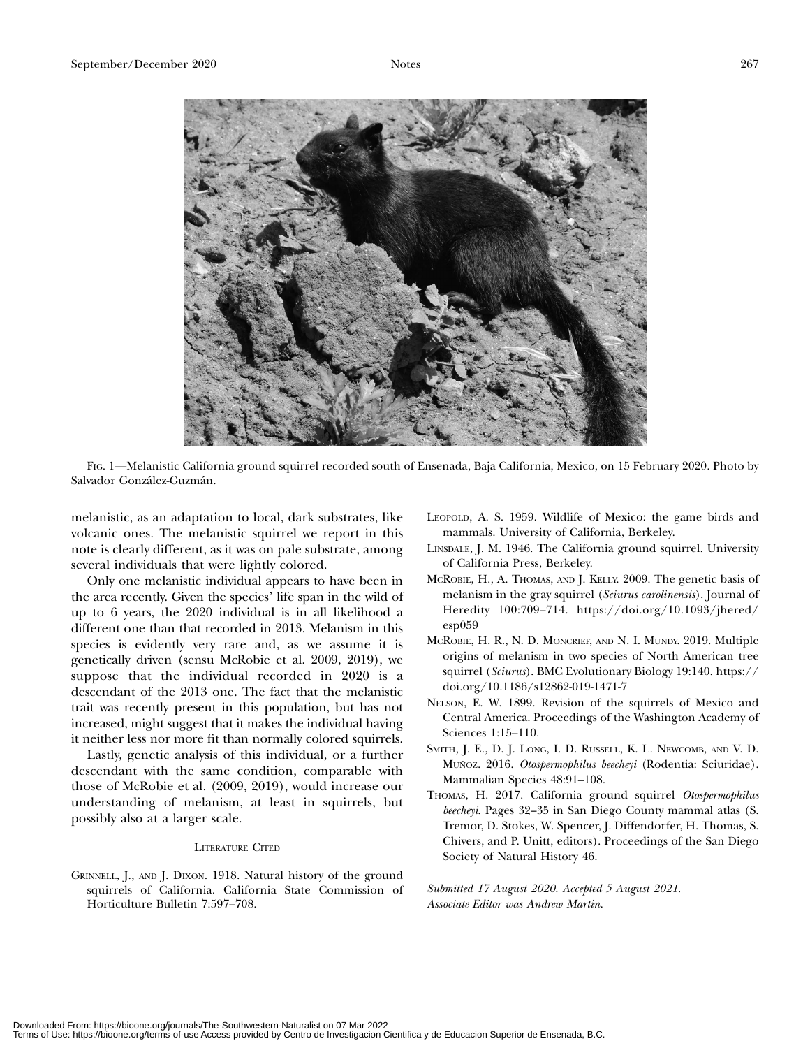FIG. 1—Melanistic California ground squirrel recorded south of Ensenada, Baja California, Mexico, on 15 February 2020. Photo by Salvador González-Guzmán.

melanistic, as an adaptation to local, dark substrates, like volcanic ones. The melanistic squirrel we report in this note is clearly different, as it was on pale substrate, among several individuals that were lightly colored.

Only one melanistic individual appears to have been in the area recently. Given the species' life span in the wild of up to 6 years, the 2020 individual is in all likelihood a different one than that recorded in 2013. Melanism in this species is evidently very rare and, as we assume it is genetically driven (sensu McRobie et al. 2009, 2019), we suppose that the individual recorded in 2020 is a descendant of the 2013 one. The fact that the melanistic trait was recently present in this population, but has not increased, might suggest that it makes the individual having it neither less nor more fit than normally colored squirrels.

Lastly, genetic analysis of this individual, or a further descendant with the same condition, comparable with those of McRobie et al. (2009, 2019), would increase our understanding of melanism, at least in squirrels, but possibly also at a larger scale.

## LITERATURE CITED

GRINNELL, J., AND J. DIXON. 1918. Natural history of the ground squirrels of California. California State Commission of Horticulture Bulletin 7:597–708.

LEOPOLD, A. S. 1959. Wildlife of Mexico: the game birds and mammals. University of California, Berkeley.

LINSDALE, J. M. 1946. The California ground squirrel. University of California Press, Berkeley.

MCROBIE, H., A. THOMAS, AND J. KELLY. 2009. The genetic basis of melanism in the gray squirrel (*Sciurus carolinensis*). Journal of Heredity 100:709–714. https://doi.org/10.1093/jhered/esp059

MCROBIE, H. R., N. D. MONCRIEF, AND N. I. MUNDY. 2019. Multiple origins of melanism in two species of North American tree squirrel (*Sciurus*). BMC Evolutionary Biology 19:140. https://doi.org/10.1186/s12862-019-1471-7

NELSON, E. W. 1899. Revision of the squirrels of Mexico and Central America. Proceedings of the Washington Academy of Sciences 1:15–110.

SMITH, J. E., D. J. LONG, I. D. RUSSELL, K. L. NEWCOMB, AND V. D. MUÑOZ. 2016. *Otospermophilus beecheyi* (Rodentia: Sciuridae). Mammalian Species 48:91–108.

THOMAS, H. 2017. California ground squirrel *Otospermophilus beecheyi*. Pages 32–35 in San Diego County mammal atlas (S. Tremor, D. Stokes, W. Spencer, J. Diffendorfer, H. Thomas, S. Chivers, and P. Unitt, editors). Proceedings of the San Diego Society of Natural History 46.

*Submitted 17 August 2020. Accepted 5 August 2021.*
*Associate Editor was Andrew Martin.*